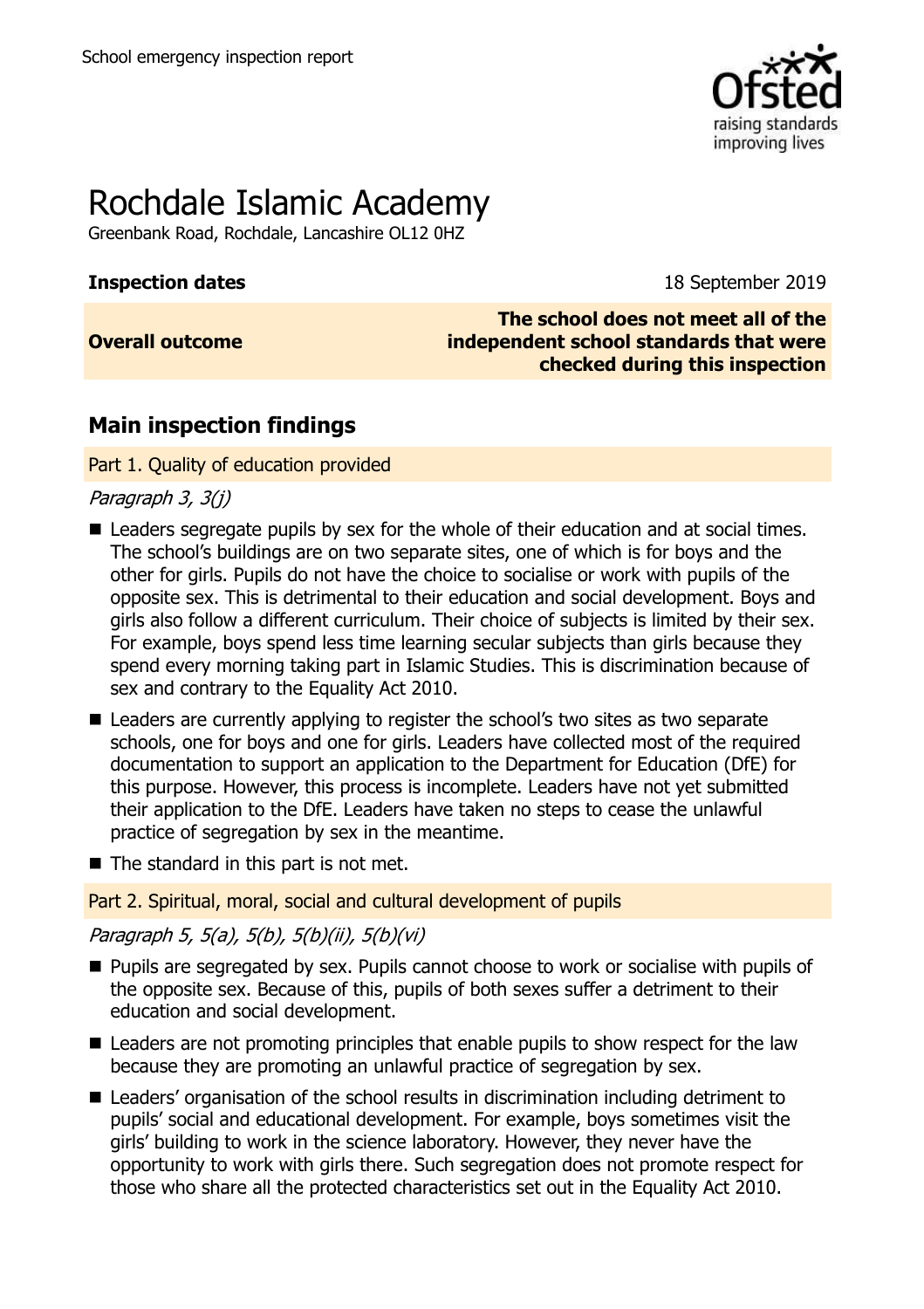School emergency inspection report

# Rochdale Islamic Academy

Greenbank Road, Rochdale, Lancashire OL12 0HZ

| | |
|---|---|
| **Inspection dates** | 18 September 2019 |
| **Overall outcome** | **The school does not meet all of the independent school standards that were checked during this inspection** |

## Main inspection findings

### Part 1. Quality of education provided

*Paragraph 3, 3(j)*

- Leaders segregate pupils by sex for the whole of their education and at social times. The school's buildings are on two separate sites, one of which is for boys and the other for girls. Pupils do not have the choice to socialise or work with pupils of the opposite sex. This is detrimental to their education and social development. Boys and girls also follow a different curriculum. Their choice of subjects is limited by their sex. For example, boys spend less time learning secular subjects than girls because they spend every morning taking part in Islamic Studies. This is discrimination because of sex and contrary to the Equality Act 2010.
- Leaders are currently applying to register the school's two sites as two separate schools, one for boys and one for girls. Leaders have collected most of the required documentation to support an application to the Department for Education (DfE) for this purpose. However, this process is incomplete. Leaders have not yet submitted their application to the DfE. Leaders have taken no steps to cease the unlawful practice of segregation by sex in the meantime.
- The standard in this part is not met.

### Part 2. Spiritual, moral, social and cultural development of pupils

*Paragraph 5, 5(a), 5(b), 5(b)(ii), 5(b)(vi)*

- Pupils are segregated by sex. Pupils cannot choose to work or socialise with pupils of the opposite sex. Because of this, pupils of both sexes suffer a detriment to their education and social development.
- Leaders are not promoting principles that enable pupils to show respect for the law because they are promoting an unlawful practice of segregation by sex.
- Leaders' organisation of the school results in discrimination including detriment to pupils' social and educational development. For example, boys sometimes visit the girls' building to work in the science laboratory. However, they never have the opportunity to work with girls there. Such segregation does not promote respect for those who share all the protected characteristics set out in the Equality Act 2010.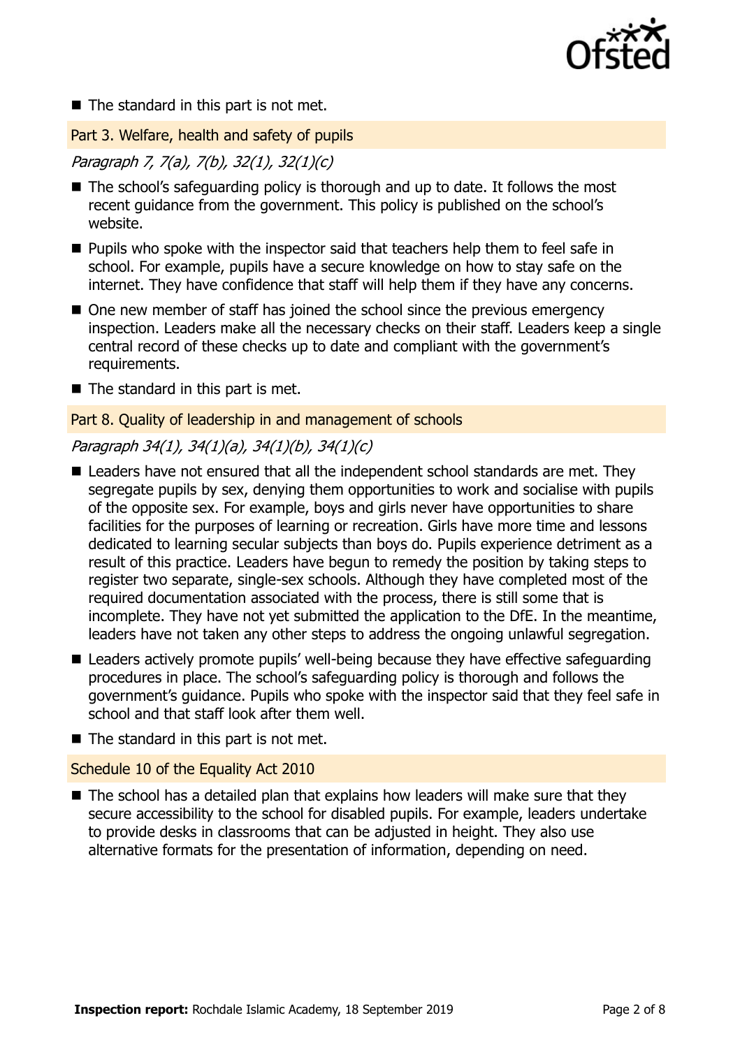- The standard in this part is not met.

## Part 3. Welfare, health and safety of pupils

*Paragraph 7, 7(a), 7(b), 32(1), 32(1)(c)*

- The school's safeguarding policy is thorough and up to date. It follows the most recent guidance from the government. This policy is published on the school's website.
- Pupils who spoke with the inspector said that teachers help them to feel safe in school. For example, pupils have a secure knowledge on how to stay safe on the internet. They have confidence that staff will help them if they have any concerns.
- One new member of staff has joined the school since the previous emergency inspection. Leaders make all the necessary checks on their staff. Leaders keep a single central record of these checks up to date and compliant with the government's requirements.
- The standard in this part is met.

## Part 8. Quality of leadership in and management of schools

*Paragraph 34(1), 34(1)(a), 34(1)(b), 34(1)(c)*

- Leaders have not ensured that all the independent school standards are met. They segregate pupils by sex, denying them opportunities to work and socialise with pupils of the opposite sex. For example, boys and girls never have opportunities to share facilities for the purposes of learning or recreation. Girls have more time and lessons dedicated to learning secular subjects than boys do. Pupils experience detriment as a result of this practice. Leaders have begun to remedy the position by taking steps to register two separate, single-sex schools. Although they have completed most of the required documentation associated with the process, there is still some that is incomplete. They have not yet submitted the application to the DfE. In the meantime, leaders have not taken any other steps to address the ongoing unlawful segregation.
- Leaders actively promote pupils' well-being because they have effective safeguarding procedures in place. The school's safeguarding policy is thorough and follows the government's guidance. Pupils who spoke with the inspector said that they feel safe in school and that staff look after them well.
- The standard in this part is not met.

## Schedule 10 of the Equality Act 2010

- The school has a detailed plan that explains how leaders will make sure that they secure accessibility to the school for disabled pupils. For example, leaders undertake to provide desks in classrooms that can be adjusted in height. They also use alternative formats for the presentation of information, depending on need.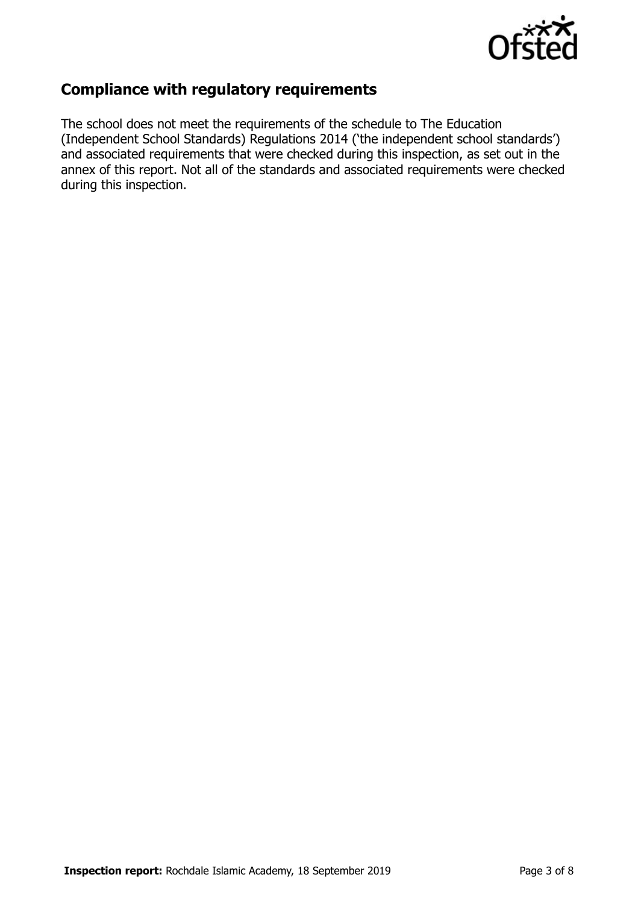## Compliance with regulatory requirements

The school does not meet the requirements of the schedule to The Education (Independent School Standards) Regulations 2014 ('the independent school standards') and associated requirements that were checked during this inspection, as set out in the annex of this report. Not all of the standards and associated requirements were checked during this inspection.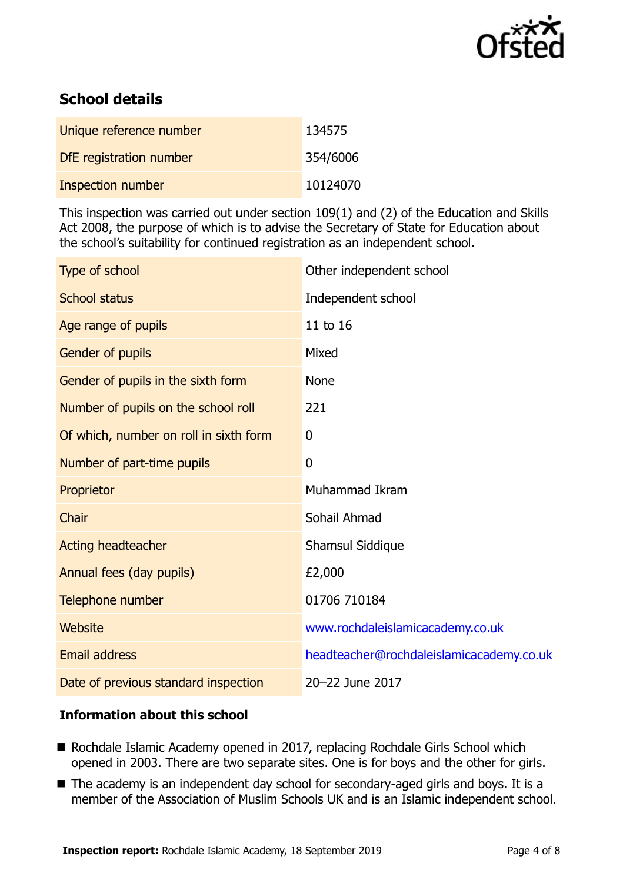## School details

| | |
|---|---|
| Unique reference number | 134575 |
| DfE registration number | 354/6006 |
| Inspection number | 10124070 |

This inspection was carried out under section 109(1) and (2) of the Education and Skills Act 2008, the purpose of which is to advise the Secretary of State for Education about the school's suitability for continued registration as an independent school.

| | |
|---|---|
| Type of school | Other independent school |
| School status | Independent school |
| Age range of pupils | 11 to 16 |
| Gender of pupils | Mixed |
| Gender of pupils in the sixth form | None |
| Number of pupils on the school roll | 221 |
| Of which, number on roll in sixth form | 0 |
| Number of part-time pupils | 0 |
| Proprietor | Muhammad Ikram |
| Chair | Sohail Ahmad |
| Acting headteacher | Shamsul Siddique |
| Annual fees (day pupils) | £2,000 |
| Telephone number | 01706 710184 |
| Website | www.rochdaleislamicacademy.co.uk |
| Email address | headteacher@rochdaleislamicacademy.co.uk |
| Date of previous standard inspection | 20–22 June 2017 |

### Information about this school

- Rochdale Islamic Academy opened in 2017, replacing Rochdale Girls School which opened in 2003. There are two separate sites. One is for boys and the other for girls.
- The academy is an independent day school for secondary-aged girls and boys. It is a member of the Association of Muslim Schools UK and is an Islamic independent school.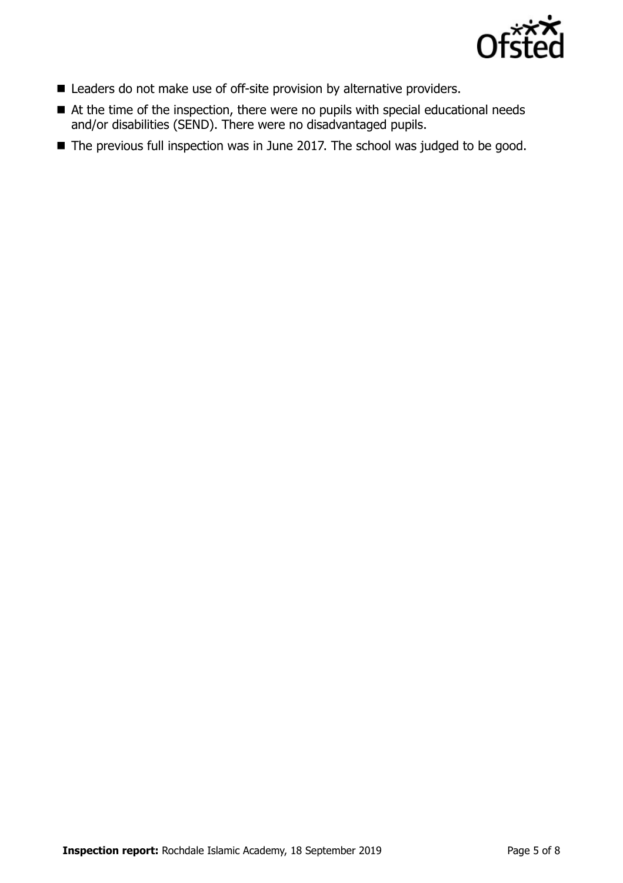- Leaders do not make use of off-site provision by alternative providers.
- At the time of the inspection, there were no pupils with special educational needs and/or disabilities (SEND). There were no disadvantaged pupils.
- The previous full inspection was in June 2017. The school was judged to be good.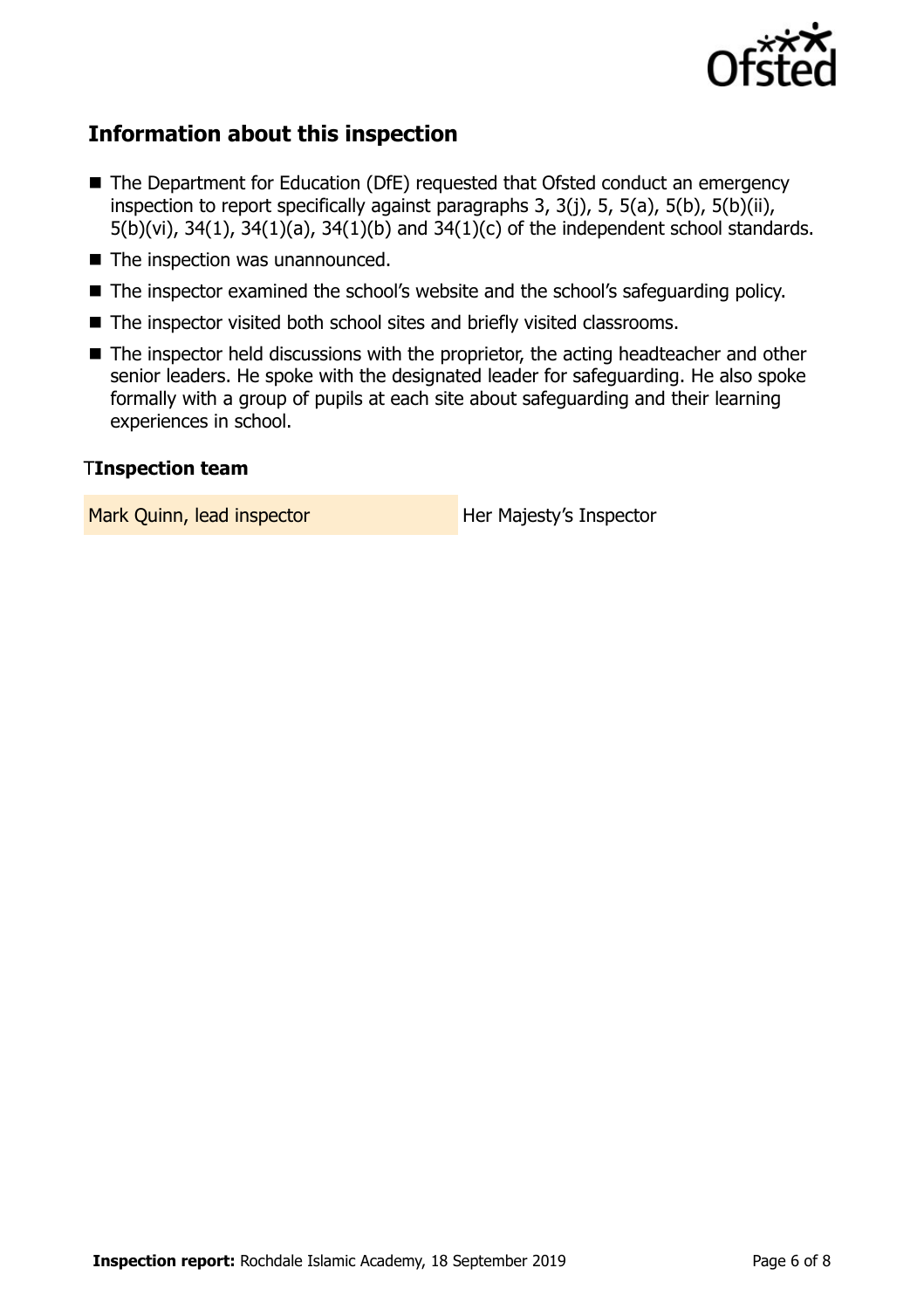## Information about this inspection

- The Department for Education (DfE) requested that Ofsted conduct an emergency inspection to report specifically against paragraphs 3, 3(j), 5, 5(a), 5(b), 5(b)(ii), 5(b)(vi), 34(1), 34(1)(a), 34(1)(b) and 34(1)(c) of the independent school standards.
- The inspection was unannounced.
- The inspector examined the school's website and the school's safeguarding policy.
- The inspector visited both school sites and briefly visited classrooms.
- The inspector held discussions with the proprietor, the acting headteacher and other senior leaders. He spoke with the designated leader for safeguarding. He also spoke formally with a group of pupils at each site about safeguarding and their learning experiences in school.

### TInspection team

| | |
|---|---|
| Mark Quinn, lead inspector | Her Majesty's Inspector |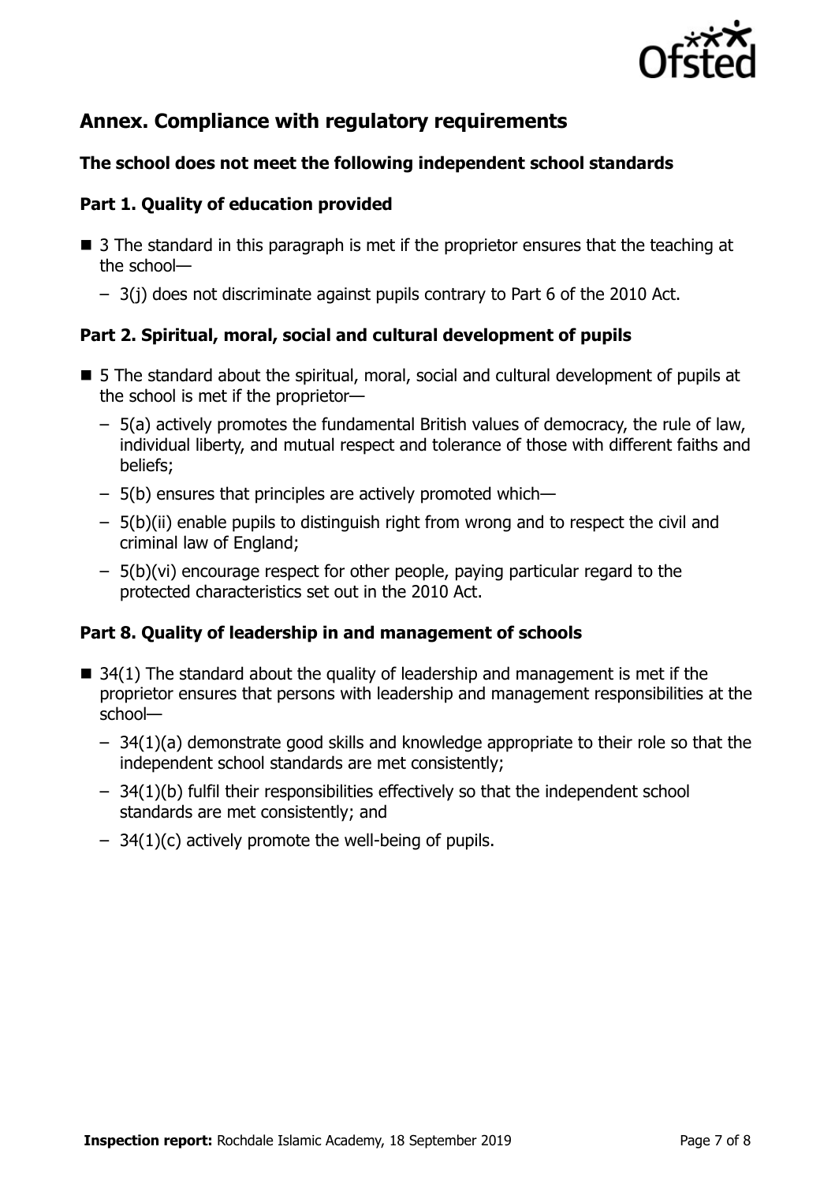## Annex. Compliance with regulatory requirements

### The school does not meet the following independent school standards

### Part 1. Quality of education provided

- 3 The standard in this paragraph is met if the proprietor ensures that the teaching at the school—
  - 3(j) does not discriminate against pupils contrary to Part 6 of the 2010 Act.

### Part 2. Spiritual, moral, social and cultural development of pupils

- 5 The standard about the spiritual, moral, social and cultural development of pupils at the school is met if the proprietor—
  - 5(a) actively promotes the fundamental British values of democracy, the rule of law, individual liberty, and mutual respect and tolerance of those with different faiths and beliefs;
  - 5(b) ensures that principles are actively promoted which—
  - 5(b)(ii) enable pupils to distinguish right from wrong and to respect the civil and criminal law of England;
  - 5(b)(vi) encourage respect for other people, paying particular regard to the protected characteristics set out in the 2010 Act.

### Part 8. Quality of leadership in and management of schools

- 34(1) The standard about the quality of leadership and management is met if the proprietor ensures that persons with leadership and management responsibilities at the school—
  - 34(1)(a) demonstrate good skills and knowledge appropriate to their role so that the independent school standards are met consistently;
  - 34(1)(b) fulfil their responsibilities effectively so that the independent school standards are met consistently; and
  - 34(1)(c) actively promote the well-being of pupils.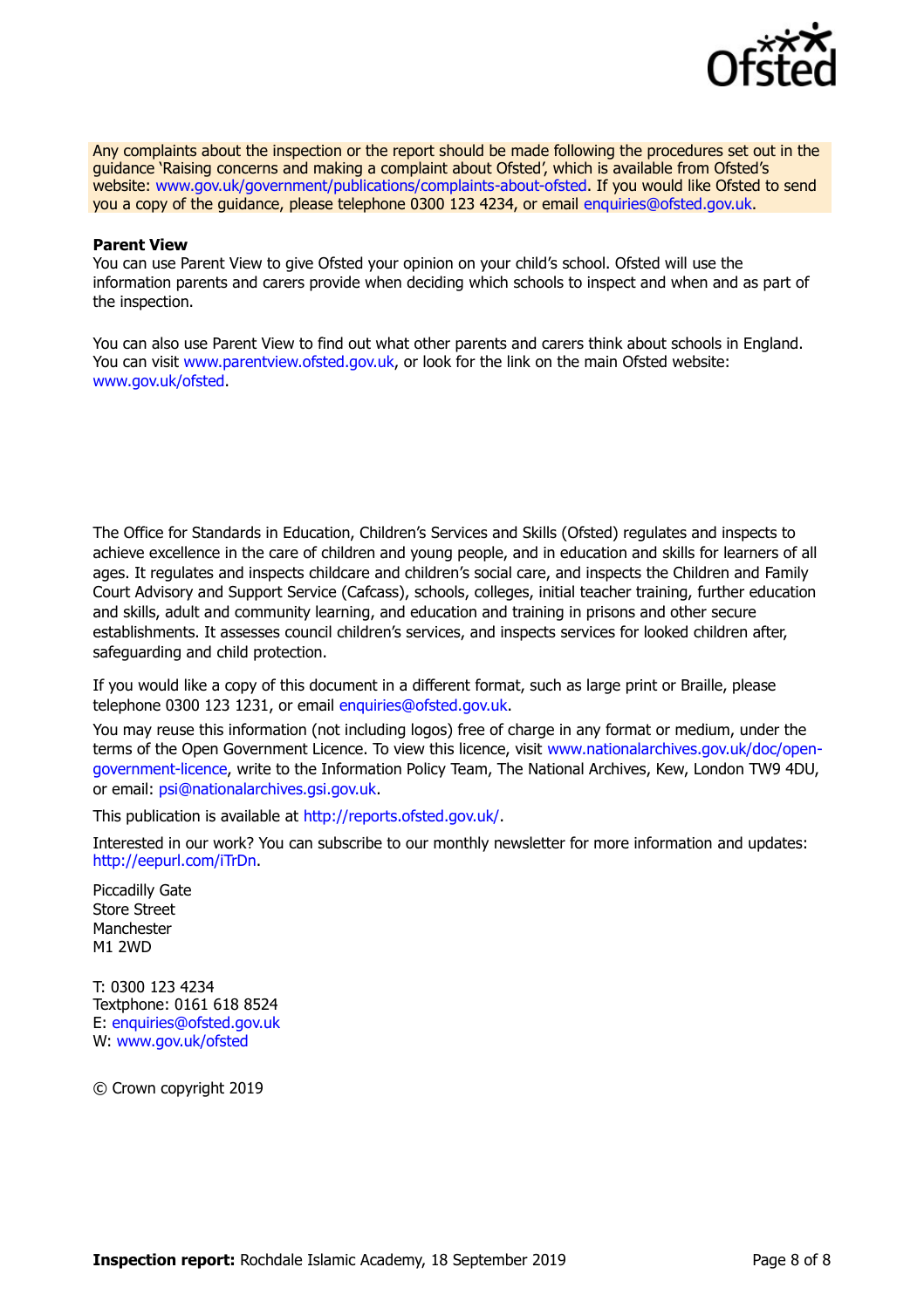Any complaints about the inspection or the report should be made following the procedures set out in the guidance 'Raising concerns and making a complaint about Ofsted', which is available from Ofsted's website: www.gov.uk/government/publications/complaints-about-ofsted. If you would like Ofsted to send you a copy of the guidance, please telephone 0300 123 4234, or email enquiries@ofsted.gov.uk.

**Parent View**

You can use Parent View to give Ofsted your opinion on your child's school. Ofsted will use the information parents and carers provide when deciding which schools to inspect and when and as part of the inspection.

You can also use Parent View to find out what other parents and carers think about schools in England. You can visit www.parentview.ofsted.gov.uk, or look for the link on the main Ofsted website: www.gov.uk/ofsted.

The Office for Standards in Education, Children's Services and Skills (Ofsted) regulates and inspects to achieve excellence in the care of children and young people, and in education and skills for learners of all ages. It regulates and inspects childcare and children's social care, and inspects the Children and Family Court Advisory and Support Service (Cafcass), schools, colleges, initial teacher training, further education and skills, adult and community learning, and education and training in prisons and other secure establishments. It assesses council children's services, and inspects services for looked children after, safeguarding and child protection.

If you would like a copy of this document in a different format, such as large print or Braille, please telephone 0300 123 1231, or email enquiries@ofsted.gov.uk.

You may reuse this information (not including logos) free of charge in any format or medium, under the terms of the Open Government Licence. To view this licence, visit www.nationalarchives.gov.uk/doc/open-government-licence, write to the Information Policy Team, The National Archives, Kew, London TW9 4DU, or email: psi@nationalarchives.gsi.gov.uk.

This publication is available at http://reports.ofsted.gov.uk/.

Interested in our work? You can subscribe to our monthly newsletter for more information and updates: http://eepurl.com/iTrDn.

Piccadilly Gate
Store Street
Manchester
M1 2WD

T: 0300 123 4234
Textphone: 0161 618 8524
E: enquiries@ofsted.gov.uk
W: www.gov.uk/ofsted

© Crown copyright 2019